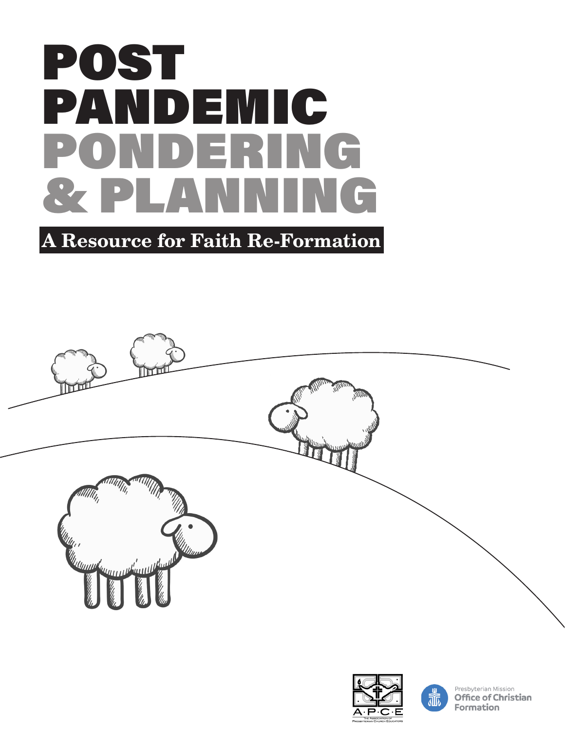# POST PANDEMIC PONDERING & PLANNING

## A Resource for Faith Re-Formation

A·P·C·E The Association of Presbyterian Church Educators

Presbyterian Mission Office of Christian Formation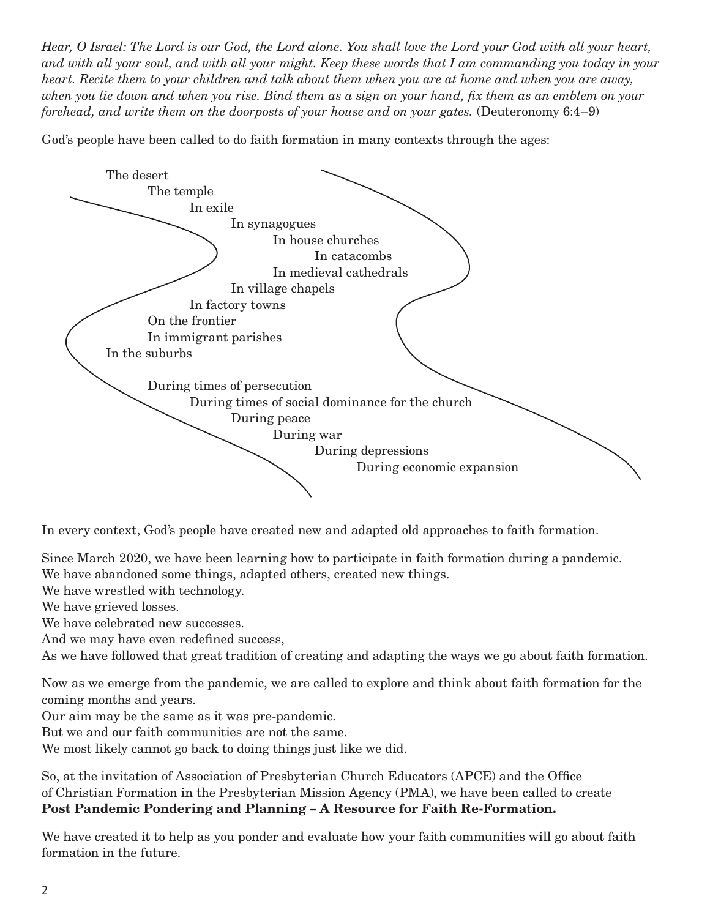*Hear, O Israel: The Lord is our God, the Lord alone. You shall love the Lord your God with all your heart, and with all your soul, and with all your might. Keep these words that I am commanding you today in your heart. Recite them to your children and talk about them when you are at home and when you are away, when you lie down and when you rise. Bind them as a sign on your hand, fix them as an emblem on your forehead, and write them on the doorposts of your house and on your gates.* (Deuteronomy 6:4–9)

God's people have been called to do faith formation in many contexts through the ages:

The desert
The temple
In exile
In synagogues
In house churches
In catacombs
In medieval cathedrals
In village chapels
In factory towns
On the frontier
In immigrant parishes
In the suburbs

During times of persecution
During times of social dominance for the church
During peace
During war
During depressions
During economic expansion

In every context, God's people have created new and adapted old approaches to faith formation.

Since March 2020, we have been learning how to participate in faith formation during a pandemic.
We have abandoned some things, adapted others, created new things.
We have wrestled with technology.
We have grieved losses.
We have celebrated new successes.
And we may have even redefined success,
As we have followed that great tradition of creating and adapting the ways we go about faith formation.

Now as we emerge from the pandemic, we are called to explore and think about faith formation for the coming months and years.
Our aim may be the same as it was pre-pandemic.
But we and our faith communities are not the same.
We most likely cannot go back to doing things just like we did.

So, at the invitation of Association of Presbyterian Church Educators (APCE) and the Office of Christian Formation in the Presbyterian Mission Agency (PMA), we have been called to create **Post Pandemic Pondering and Planning – A Resource for Faith Re-Formation.**

We have created it to help as you ponder and evaluate how your faith communities will go about faith formation in the future.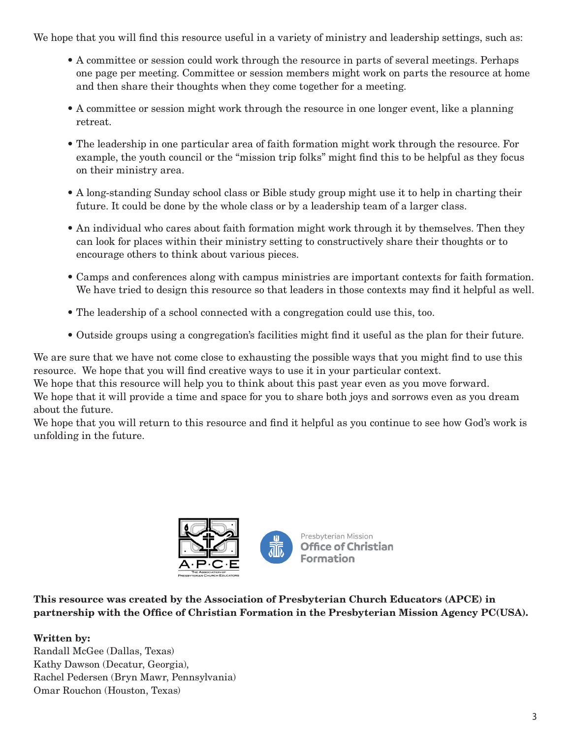We hope that you will find this resource useful in a variety of ministry and leadership settings, such as:

- A committee or session could work through the resource in parts of several meetings. Perhaps one page per meeting. Committee or session members might work on parts the resource at home and then share their thoughts when they come together for a meeting.
- A committee or session might work through the resource in one longer event, like a planning retreat.
- The leadership in one particular area of faith formation might work through the resource. For example, the youth council or the "mission trip folks" might find this to be helpful as they focus on their ministry area.
- A long-standing Sunday school class or Bible study group might use it to help in charting their future. It could be done by the whole class or by a leadership team of a larger class.
- An individual who cares about faith formation might work through it by themselves. Then they can look for places within their ministry setting to constructively share their thoughts or to encourage others to think about various pieces.
- Camps and conferences along with campus ministries are important contexts for faith formation. We have tried to design this resource so that leaders in those contexts may find it helpful as well.
- The leadership of a school connected with a congregation could use this, too.
- Outside groups using a congregation's facilities might find it useful as the plan for their future.

We are sure that we have not come close to exhausting the possible ways that you might find to use this resource. We hope that you will find creative ways to use it in your particular context.
We hope that this resource will help you to think about this past year even as you move forward.
We hope that it will provide a time and space for you to share both joys and sorrows even as you dream about the future.
We hope that you will return to this resource and find it helpful as you continue to see how God's work is unfolding in the future.

A·P·C·E The Association of Presbyterian Church Educators

Presbyterian Mission **Office of Christian Formation**

**This resource was created by the Association of Presbyterian Church Educators (APCE) in partnership with the Office of Christian Formation in the Presbyterian Mission Agency PC(USA).**

**Written by:**
Randall McGee (Dallas, Texas)
Kathy Dawson (Decatur, Georgia),
Rachel Pedersen (Bryn Mawr, Pennsylvania)
Omar Rouchon (Houston, Texas)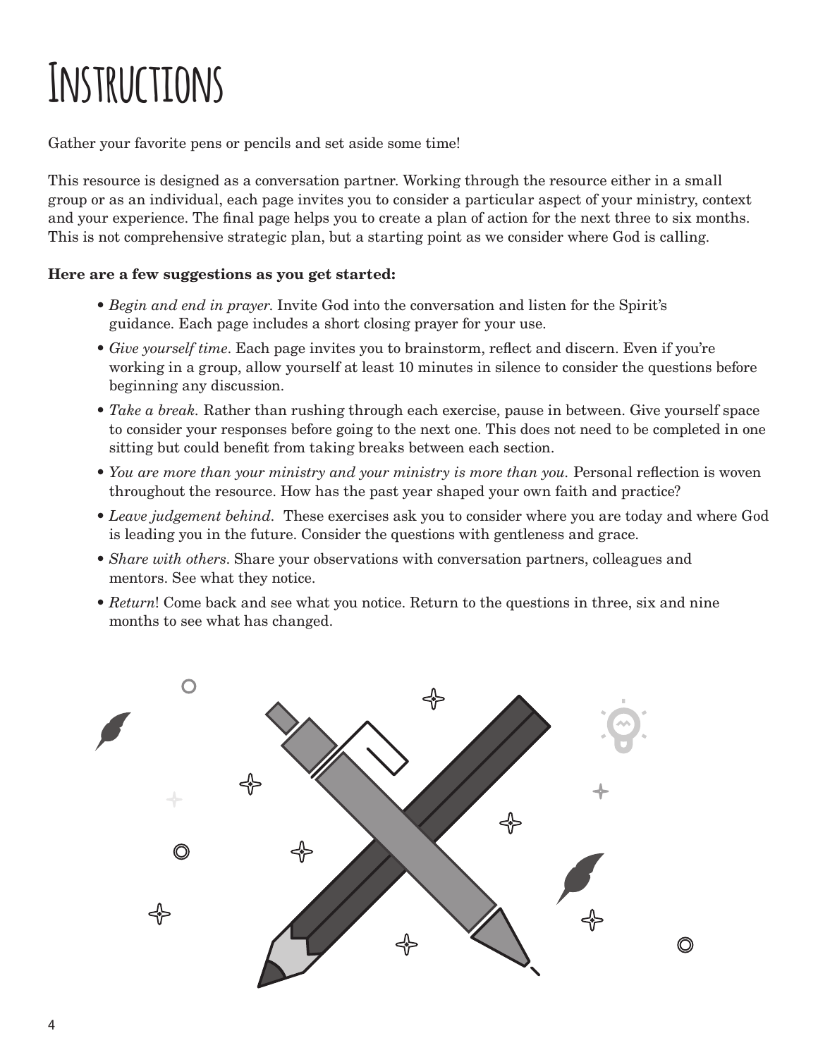# Instructions

Gather your favorite pens or pencils and set aside some time!

This resource is designed as a conversation partner. Working through the resource either in a small group or as an individual, each page invites you to consider a particular aspect of your ministry, context and your experience. The final page helps you to create a plan of action for the next three to six months. This is not comprehensive strategic plan, but a starting point as we consider where God is calling.

**Here are a few suggestions as you get started:**

- *Begin and end in prayer.* Invite God into the conversation and listen for the Spirit's guidance. Each page includes a short closing prayer for your use.
- *Give yourself time.* Each page invites you to brainstorm, reflect and discern. Even if you're working in a group, allow yourself at least 10 minutes in silence to consider the questions before beginning any discussion.
- *Take a break.* Rather than rushing through each exercise, pause in between. Give yourself space to consider your responses before going to the next one. This does not need to be completed in one sitting but could benefit from taking breaks between each section.
- *You are more than your ministry and your ministry is more than you.* Personal reflection is woven throughout the resource. How has the past year shaped your own faith and practice?
- *Leave judgement behind.* These exercises ask you to consider where you are today and where God is leading you in the future. Consider the questions with gentleness and grace.
- *Share with others.* Share your observations with conversation partners, colleagues and mentors. See what they notice.
- *Return*! Come back and see what you notice. Return to the questions in three, six and nine months to see what has changed.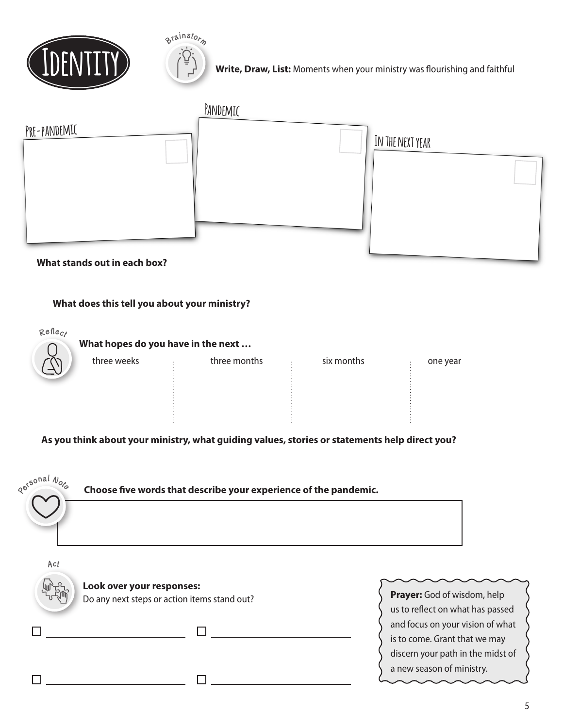# Identity

Brainstorm

**Write, Draw, List:** Moments when your ministry was flourishing and faithful

| Pre-pandemic | Pandemic | In the next year |
| --- | --- | --- |
| | | |

**What stands out in each box?**

**What does this tell you about your ministry?**

Reflect

**What hopes do you have in the next …**

| three weeks | three months | six months | one year |
| --- | --- | --- | --- |
| | | | |

**As you think about your ministry, what guiding values, stories or statements help direct you?**

Personal Note

**Choose five words that describe your experience of the pandemic.**

Act

**Look over your responses:**
Do any next steps or action items stand out?

- [ ] ______________________
- [ ] ______________________
- [ ] ______________________
- [ ] ______________________

**Prayer:** God of wisdom, help us to reflect on what has passed and focus on your vision of what is to come. Grant that we may discern your path in the midst of a new season of ministry.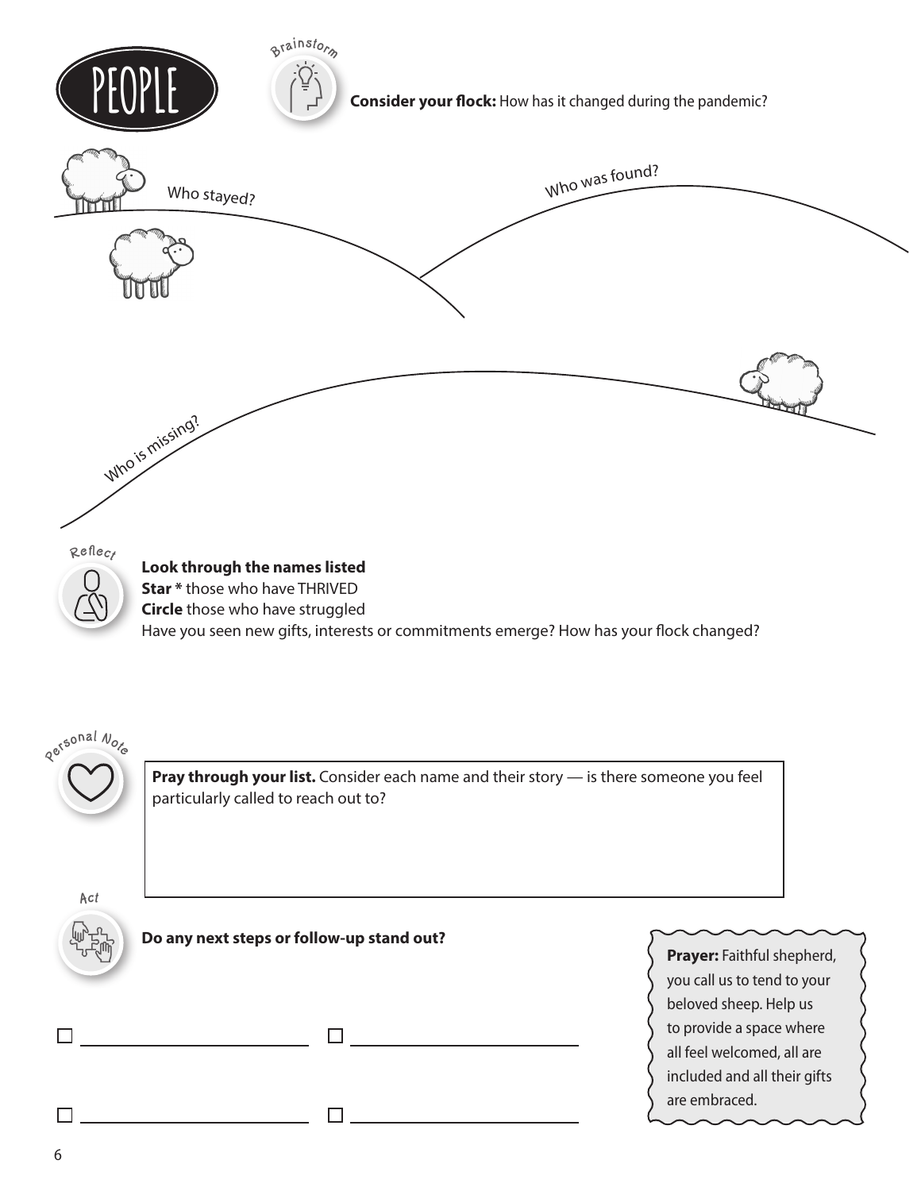# PEOPLE

Brainstorm

**Consider your flock:** How has it changed during the pandemic?

Who stayed?

Who was found?

Who is missing?

Reflect

**Look through the names listed**
**Star *** those who have THRIVED
**Circle** those who have struggled
Have you seen new gifts, interests or commitments emerge? How has your flock changed?

Personal Note

**Pray through your list.** Consider each name and their story — is there someone you feel particularly called to reach out to?

Act

**Do any next steps or follow-up stand out?**

- [ ] ______________________
- [ ] ______________________
- [ ] ______________________
- [ ] ______________________

**Prayer:** Faithful shepherd, you call us to tend to your beloved sheep. Help us to provide a space where all feel welcomed, all are included and all their gifts are embraced.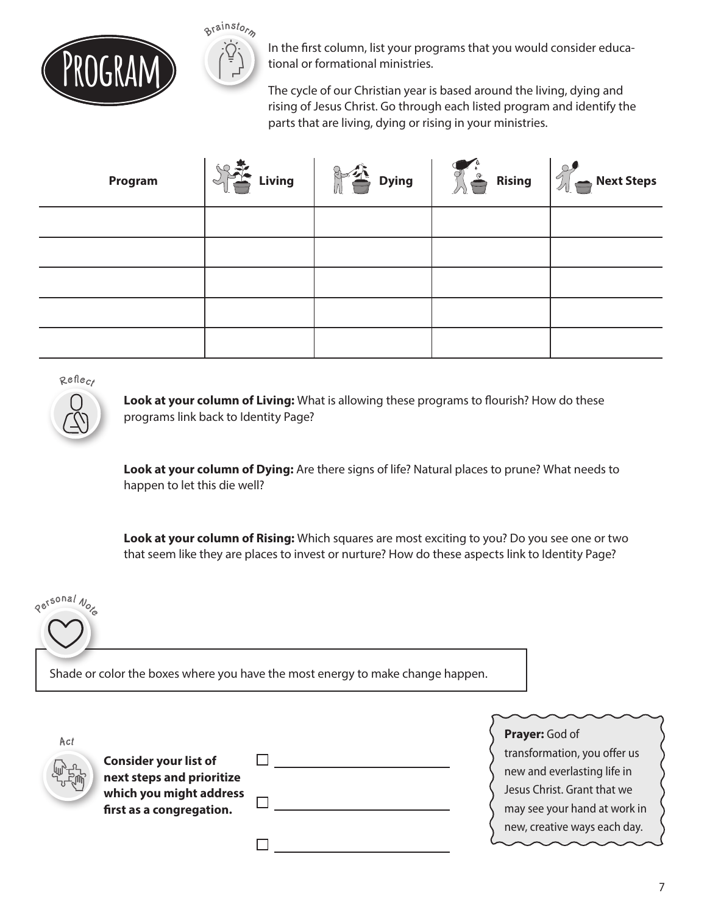# Program

**Brainstorm**

In the first column, list your programs that you would consider educational or formational ministries.

The cycle of our Christian year is based around the living, dying and rising of Jesus Christ. Go through each listed program and identify the parts that are living, dying or rising in your ministries.

| Program | Living | Dying | Rising | Next Steps |
| --- | --- | --- | --- | --- |
| | | | | |
| | | | | |
| | | | | |
| | | | | |
| | | | | |

**Reflect**

**Look at your column of Living:** What is allowing these programs to flourish? How do these programs link back to Identity Page?

**Look at your column of Dying:** Are there signs of life? Natural places to prune? What needs to happen to let this die well?

**Look at your column of Rising:** Which squares are most exciting to you? Do you see one or two that seem like they are places to invest or nurture? How do these aspects link to Identity Page?

**Personal Note**

Shade or color the boxes where you have the most energy to make change happen.

**Act**

**Consider your list of next steps and prioritize which you might address first as a congregation.**

- [ ] ______________________
- [ ] ______________________
- [ ] ______________________

**Prayer:** God of transformation, you offer us new and everlasting life in Jesus Christ. Grant that we may see your hand at work in new, creative ways each day.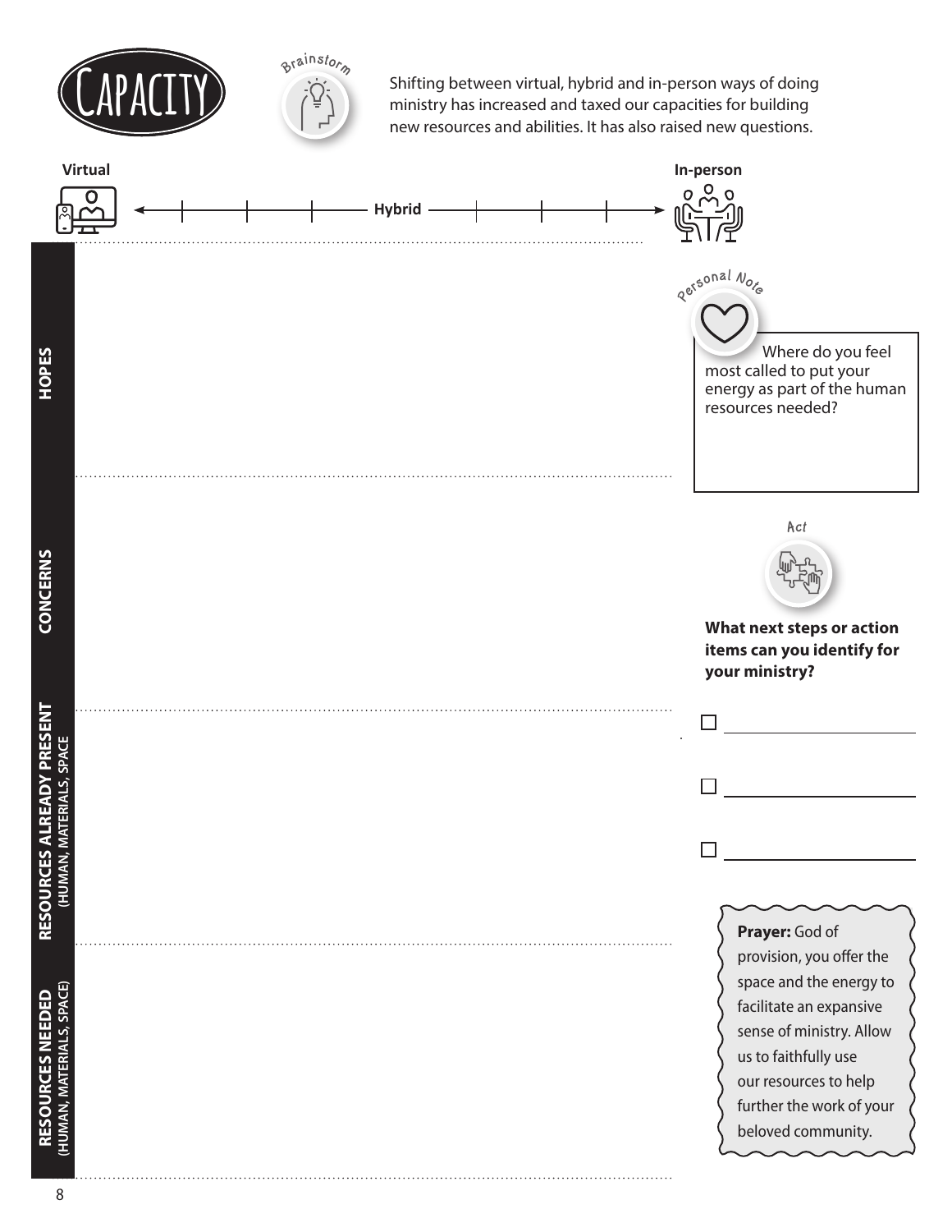# CAPACITY

Brainstorm

Shifting between virtual, hybrid and in-person ways of doing ministry has increased and taxed our capacities for building new resources and abilities. It has also raised new questions.

**Virtual** ← Hybrid → **In-person**

## HOPES

## CONCERNS

## RESOURCES ALREADY PRESENT (HUMAN, MATERIALS, SPACE)

## RESOURCES NEEDED (HUMAN, MATERIALS, SPACE)

Personal Note

Where do you feel most called to put your energy as part of the human resources needed?

Act

**What next steps or action items can you identify for your ministry?**

- [ ] ______________________
- [ ] ______________________
- [ ] ______________________

**Prayer:** God of provision, you offer the space and the energy to facilitate an expansive sense of ministry. Allow us to faithfully use our resources to help further the work of your beloved community.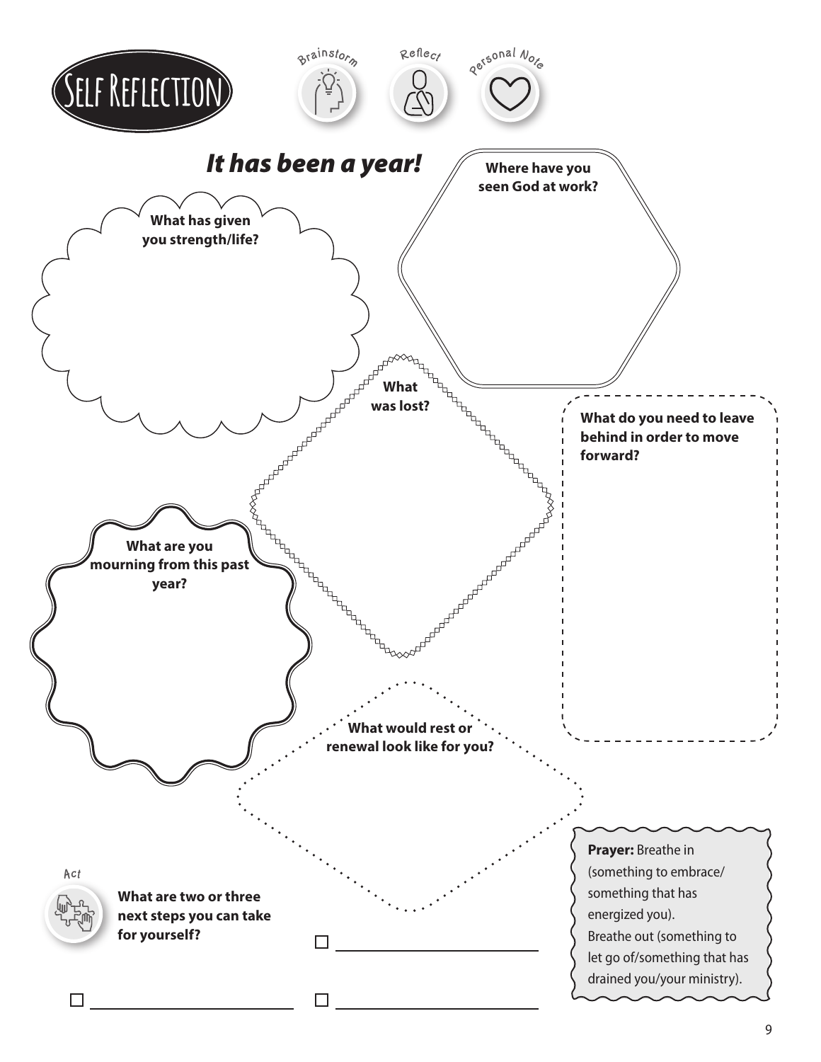# Self Reflection

Brainstorm | Reflect | Personal Note

## *It has been a year!*

**What has given you strength/life?**

**Where have you seen God at work?**

**What was lost?**

**What do you need to leave behind in order to move forward?**

**What are you mourning from this past year?**

**What would rest or renewal look like for you?**

Act

**What are two or three next steps you can take for yourself?**

- ☐ ______________________
- ☐ ______________________
- ☐ ______________________

**Prayer:** Breathe in (something to embrace/ something that has energized you).
Breathe out (something to let go of/something that has drained you/your ministry).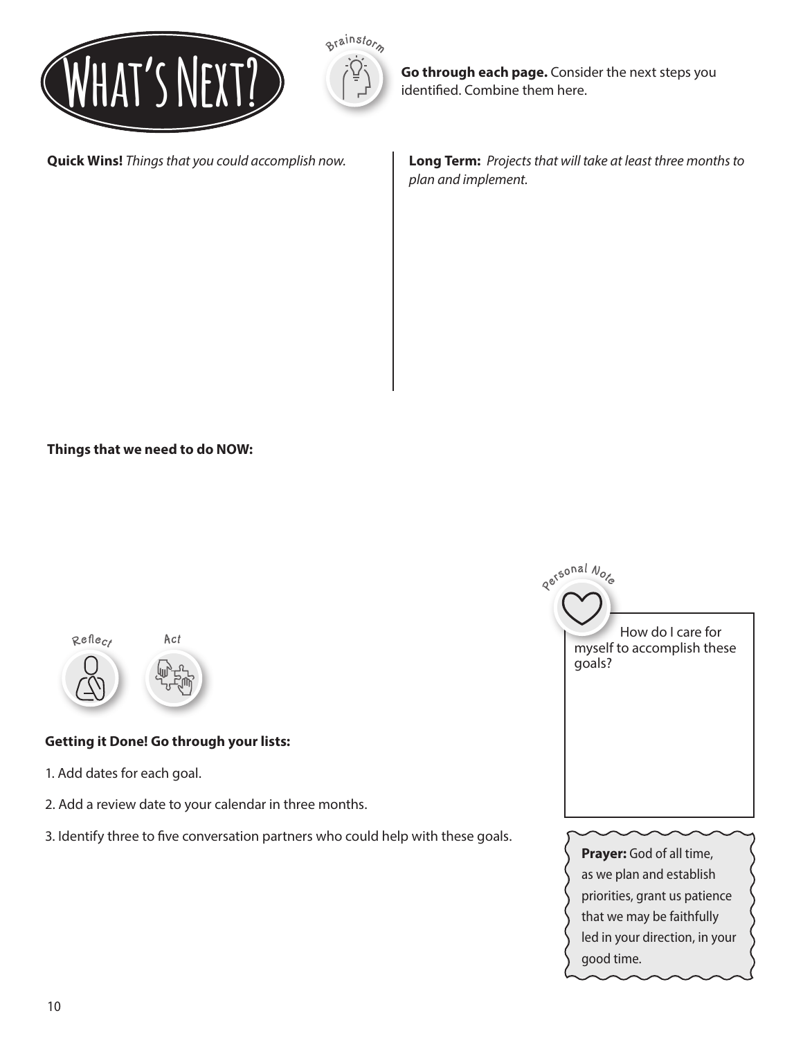# What's Next?

Brainstorm

**Go through each page.** Consider the next steps you identified. Combine them here.

**Quick Wins!** *Things that you could accomplish now.*

**Long Term:** *Projects that will take at least three months to plan and implement.*

**Things that we need to do NOW:**

Reflect

Act

**Getting it Done! Go through your lists:**

1. Add dates for each goal.
2. Add a review date to your calendar in three months.
3. Identify three to five conversation partners who could help with these goals.

Personal Note

How do I care for myself to accomplish these goals?

**Prayer:** God of all time, as we plan and establish priorities, grant us patience that we may be faithfully led in your direction, in your good time.